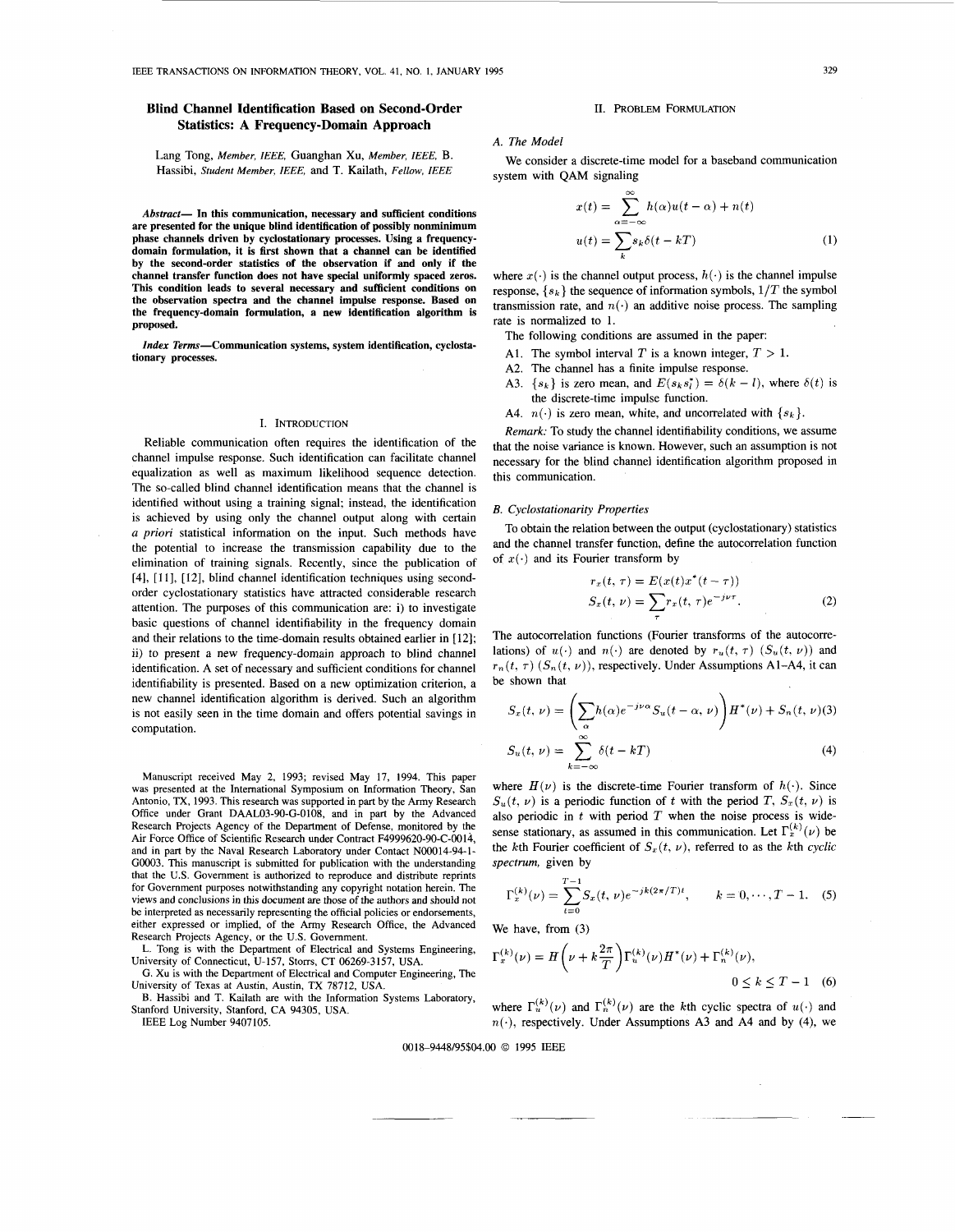# Blind Channel Identification Based on Second-Order Statistics: A Frequency-Domain Approach

Lang Tong, *Member, IEEE*, Guanghan Xu, *Member, IEEE*, B. Hassibi, *Student Member, IEEE*, and T. Kailath, *Fellow, IEEE*

***Abstract*— In this communication, necessary and sufficient conditions are presented for the unique blind identification of possibly nonminimum phase channels driven by cyclostationary processes. Using a frequency-domain formulation, it is first shown that a channel can be identified by the second-order statistics of the observation if and only if the channel transfer function does not have special uniformly spaced zeros. This condition leads to several necessary and sufficient conditions on the observation spectra and the channel impulse response. Based on the frequency-domain formulation, a new identification algorithm is proposed.**

***Index Terms*—Communication systems, system identification, cyclostationary processes.**

## I. Introduction

Reliable communication often requires the identification of the channel impulse response. Such identification can facilitate channel equalization as well as maximum likelihood sequence detection. The so-called blind channel identification means that the channel is identified without using a training signal; instead, the identification is achieved by using only the channel output along with certain *a priori* statistical information on the input. Such methods have the potential to increase the transmission capability due to the elimination of training signals. Recently, since the publication of [4], [11], [12], blind channel identification techniques using second-order cyclostationary statistics have attracted considerable research attention. The purposes of this communication are: i) to investigate basic questions of channel identifiability in the frequency domain and their relations to the time-domain results obtained earlier in [12]; ii) to present a new frequency-domain approach to blind channel identification. A set of necessary and sufficient conditions for channel identifiability is presented. Based on a new optimization criterion, a new channel identification algorithm is derived. Such an algorithm is not easily seen in the time domain and offers potential savings in computation.

Manuscript received May 2, 1993; revised May 17, 1994. This paper was presented at the International Symposium on Information Theory, San Antonio, TX, 1993. This research was supported in part by the Army Research Office under Grant DAAL03-90-G-0108, and in part by the Advanced Research Projects Agency of the Department of Defense, monitored by the Air Force Office of Scientific Research under Contract F4999620-90-C-0014, and in part by the Naval Research Laboratory under Contact N00014-94-1-G0003. This manuscript is submitted for publication with the understanding that the U.S. Government is authorized to reproduce and distribute reprints for Government purposes notwithstanding any copyright notation herein. The views and conclusions in this document are those of the authors and should not be interpreted as necessarily representing the official policies or endorsements, either expressed or implied, of the Army Research Office, the Advanced Research Projects Agency, or the U.S. Government.

L. Tong is with the Department of Electrical and Systems Engineering, University of Connecticut, U-157, Storrs, CT 06269-3157, USA.

G. Xu is with the Department of Electrical and Computer Engineering, The University of Texas at Austin, Austin, TX 78712, USA.

B. Hassibi and T. Kailath are with the Information Systems Laboratory, Stanford University, Stanford, CA 94305, USA.

IEEE Log Number 9407105.

## II. Problem Formulation

### A. The Model

We consider a discrete-time model for a baseband communication system with QAM signaling

$$x(t) = \sum_{\alpha=-\infty}^{\infty} h(\alpha)u(t-\alpha) + n(t)$$
$$u(t) = \sum_k s_k \delta(t - kT) \tag{1}$$

where $x(\cdot)$ is the channel output process, $h(\cdot)$ is the channel impulse response, $\{s_k\}$ the sequence of information symbols, $1/T$ the symbol transmission rate, and $n(\cdot)$ an additive noise process. The sampling rate is normalized to 1.

The following conditions are assumed in the paper:

A1. The symbol interval $T$ is a known integer, $T > 1$.

A2. The channel has a finite impulse response.

A3. $\{s_k\}$ is zero mean, and $E(s_k s_l^*) = \delta(k-l)$, where $\delta(t)$ is the discrete-time impulse function.

A4. $n(\cdot)$ is zero mean, white, and uncorrelated with $\{s_k\}$.

*Remark:* To study the channel identifiability conditions, we assume that the noise variance is known. However, such an assumption is not necessary for the blind channel identification algorithm proposed in this communication.

### B. Cyclostationarity Properties

To obtain the relation between the output (cyclostationary) statistics and the channel transfer function, define the autocorrelation function of $x(\cdot)$ and its Fourier transform by

$$r_x(t, \tau) = E(x(t)x^*(t-\tau))$$
$$S_x(t, \nu) = \sum_\tau r_x(t, \tau)e^{-j\nu\tau}. \tag{2}$$

The autocorrelation functions (Fourier transforms of the autocorrelations) of $u(\cdot)$ and $n(\cdot)$ are denoted by $r_u(t, \tau)$ $(S_u(t, \nu))$ and $r_n(t, \tau)$ $(S_n(t, \nu))$, respectively. Under Assumptions A1–A4, it can be shown that

$$S_x(t, \nu) = \left(\sum_\alpha h(\alpha)e^{-j\nu\alpha}S_u(t-\alpha, \nu)\right)H^*(\nu) + S_n(t, \nu) \tag{3}$$

$$S_u(t, \nu) = \sum_{k=-\infty}^{\infty} \delta(t - kT) \tag{4}$$

where $H(\nu)$ is the discrete-time Fourier transform of $h(\cdot)$. Since $S_u(t, \nu)$ is a periodic function of $t$ with the period $T$, $S_x(t, \nu)$ is also periodic in $t$ with period $T$ when the noise process is wide-sense stationary, as assumed in this communication. Let $\Gamma_x^{(k)}(\nu)$ be the $k$th Fourier coefficient of $S_x(t, \nu)$, referred to as the $k$th *cyclic spectrum*, given by

$$\Gamma_x^{(k)}(\nu) = \sum_{t=0}^{T-1} S_x(t, \nu)e^{-jk(2\pi/T)t}, \qquad k = 0, \cdots, T-1. \tag{5}$$

We have, from (3)

$$\Gamma_x^{(k)}(\nu) = H\left(\nu + k\frac{2\pi}{T}\right)\Gamma_u^{(k)}(\nu)H^*(\nu) + \Gamma_n^{(k)}(\nu),$$
$$0 \le k \le T-1 \tag{6}$$

where $\Gamma_u^{(k)}(\nu)$ and $\Gamma_n^{(k)}(\nu)$ are the $k$th cyclic spectra of $u(\cdot)$ and $n(\cdot)$, respectively. Under Assumptions A3 and A4 and by (4), we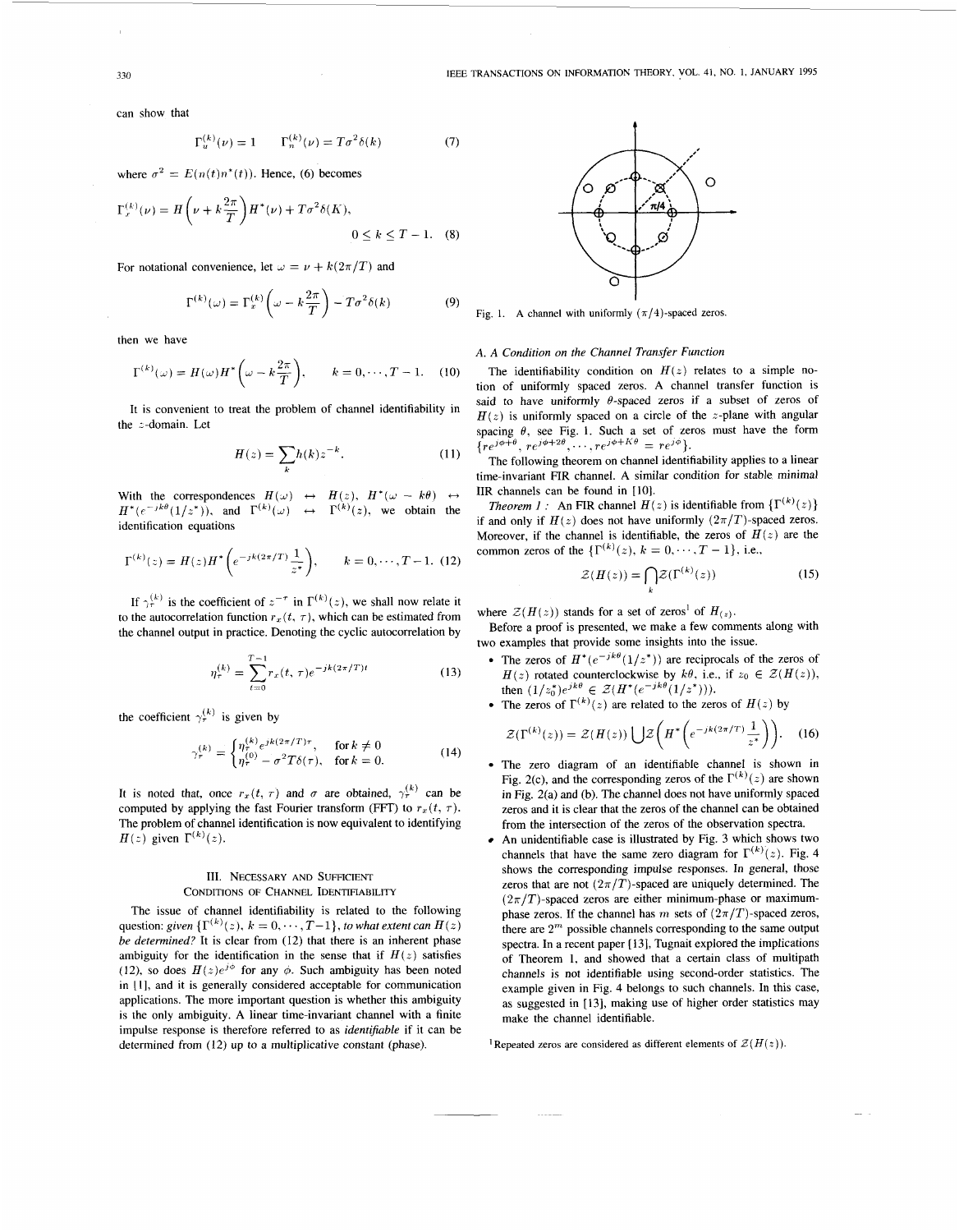can show that

$$\Gamma_u^{(k)}(\nu) = 1 \qquad \Gamma_n^{(k)}(\nu) = T\sigma^2\delta(k) \tag{7}$$

where $\sigma^2 = E(n(t)n^*(t))$. Hence, (6) becomes

$$\Gamma_x^{(k)}(\nu) = H\left(\nu + k\frac{2\pi}{T}\right)H^*(\nu) + T\sigma^2\delta(K), \qquad 0 \le k \le T-1. \tag{8}$$

For notational convenience, let $\omega = \nu + k(2\pi/T)$ and

$$\Gamma^{(k)}(\omega) = \Gamma_x^{(k)}\left(\omega - k\frac{2\pi}{T}\right) - T\sigma^2\delta(k) \tag{9}$$

then we have

$$\Gamma^{(k)}(\omega) = H(\omega)H^*\left(\omega - k\frac{2\pi}{T}\right), \qquad k = 0, \cdots, T-1. \tag{10}$$

It is convenient to treat the problem of channel identifiability in the $z$-domain. Let

$$H(z) = \sum_k h(k)z^{-k}. \tag{11}$$

With the correspondences $H(\omega) \leftrightarrow H(z)$, $H^*(\omega - k\theta) \leftrightarrow H^*(e^{-jk\theta}(1/z^*))$, and $\Gamma^{(k)}(\omega) \leftrightarrow \Gamma^{(k)}(z)$, we obtain the identification equations

$$\Gamma^{(k)}(z) = H(z)H^*\left(e^{-jk(2\pi/T)}\frac{1}{z^*}\right), \qquad k = 0, \cdots, T-1. \tag{12}$$

If $\gamma_\tau^{(k)}$ is the coefficient of $z^{-\tau}$ in $\Gamma^{(k)}(z)$, we shall now relate it to the autocorrelation function $r_x(t, \tau)$, which can be estimated from the channel output in practice. Denoting the cyclic autocorrelation by

$$\eta_\tau^{(k)} = \sum_{t=0}^{T-1} r_x(t, \tau)e^{-jk(2\pi/T)t} \tag{13}$$

the coefficient $\gamma_\tau^{(k)}$ is given by

$$\gamma_\tau^{(k)} = \begin{cases} \eta_\tau^{(k)} e^{jk(2\pi/T)\tau}, & \text{for } k \neq 0 \\ \eta_\tau^{(0)} - \sigma^2 T\delta(\tau), & \text{for } k = 0. \end{cases} \tag{14}$$

It is noted that, once $r_x(t, \tau)$ and $\sigma$ are obtained, $\gamma_\tau^{(k)}$ can be computed by applying the fast Fourier transform (FFT) to $r_x(t, \tau)$. The problem of channel identification is now equivalent to identifying $H(z)$ given $\Gamma^{(k)}(z)$.

## III. Necessary and Sufficient Conditions of Channel Identifiability

The issue of channel identifiability is related to the following question: *given* $\{\Gamma^{(k)}(z), k = 0, \cdots, T-1\}$, *to what extent can* $H(z)$ *be determined?* It is clear from (12) that there is an inherent phase ambiguity for the identification in the sense that if $H(z)$ satisfies (12), so does $H(z)e^{j\phi}$ for any $\phi$. Such ambiguity has been noted in [1], and it is generally considered acceptable for communication applications. The more important question is whether this ambiguity is the only ambiguity. A linear time-invariant channel with a finite impulse response is therefore referred to as *identifiable* if it can be determined from (12) up to a multiplicative constant (phase).

Fig. 1. A channel with uniformly $(\pi/4)$-spaced zeros.

### A. A Condition on the Channel Transfer Function

The identifiability condition on $H(z)$ relates to a simple notion of uniformly spaced zeros. A channel transfer function is said to have uniformly $\theta$-spaced zeros if a subset of zeros of $H(z)$ is uniformly spaced on a circle of the $z$-plane with angular spacing $\theta$, see Fig. 1. Such a set of zeros must have the form $\{re^{j\phi+\theta}, re^{j\phi+2\theta}, \cdots, re^{j\phi+K\theta} = re^{j\phi}\}$.

The following theorem on channel identifiability applies to a linear time-invariant FIR channel. A similar condition for stable minimal IIR channels can be found in [10].

*Theorem 1:* An FIR channel $H(z)$ is identifiable from $\{\Gamma^{(k)}(z)\}$ if and only if $H(z)$ does not have uniformly $(2\pi/T)$-spaced zeros. Moreover, if the channel is identifiable, the zeros of $H(z)$ are the common zeros of the $\{\Gamma^{(k)}(z), k = 0, \cdots, T-1\}$, i.e.,

$$\mathcal{Z}(H(z)) = \bigcap_k \mathcal{Z}(\Gamma^{(k)}(z)) \tag{15}$$

where $\mathcal{Z}(H(z))$ stands for a set of zeros[1] of $H(z)$.

Before a proof is presented, we make a few comments along with two examples that provide some insights into the issue.

- The zeros of $H^*(e^{-jk\theta}(1/z^*))$ are reciprocals of the zeros of $H(z)$ rotated counterclockwise by $k\theta$, i.e., if $z_0 \in \mathcal{Z}(H(z))$, then $(1/z_0^*)e^{jk\theta} \in \mathcal{Z}(H^*(e^{-jk\theta}(1/z^*)))$.
- The zeros of $\Gamma^{(k)}(z)$ are related to the zeros of $H(z)$ by
$$\mathcal{Z}(\Gamma^{(k)}(z)) = \mathcal{Z}(H(z)) \bigcup \mathcal{Z}\left(H^*\left(e^{-jk(2\pi/T)}\frac{1}{z^*}\right)\right). \tag{16}$$
- The zero diagram of an identifiable channel is shown in Fig. 2(c), and the corresponding zeros of the $\Gamma^{(k)}(z)$ are shown in Fig. 2(a) and (b). The channel does not have uniformly spaced zeros and it is clear that the zeros of the channel can be obtained from the intersection of the zeros of the observation spectra.
- An unidentifiable case is illustrated by Fig. 3 which shows two channels that have the same zero diagram for $\Gamma^{(k)}(z)$. Fig. 4 shows the corresponding impulse responses. In general, those zeros that are not $(2\pi/T)$-spaced are uniquely determined. The $(2\pi/T)$-spaced zeros are either minimum-phase or maximum-phase zeros. If the channel has $m$ sets of $(2\pi/T)$-spaced zeros, there are $2^m$ possible channels corresponding to the same output spectra. In a recent paper [13], Tugnait explored the implications of Theorem 1, and showed that a certain class of multipath channels is not identifiable using second-order statistics. The example given in Fig. 4 belongs to such channels. In this case, as suggested in [13], making use of higher order statistics may make the channel identifiable.

[1] Repeated zeros are considered as different elements of $\mathcal{Z}(H(z))$.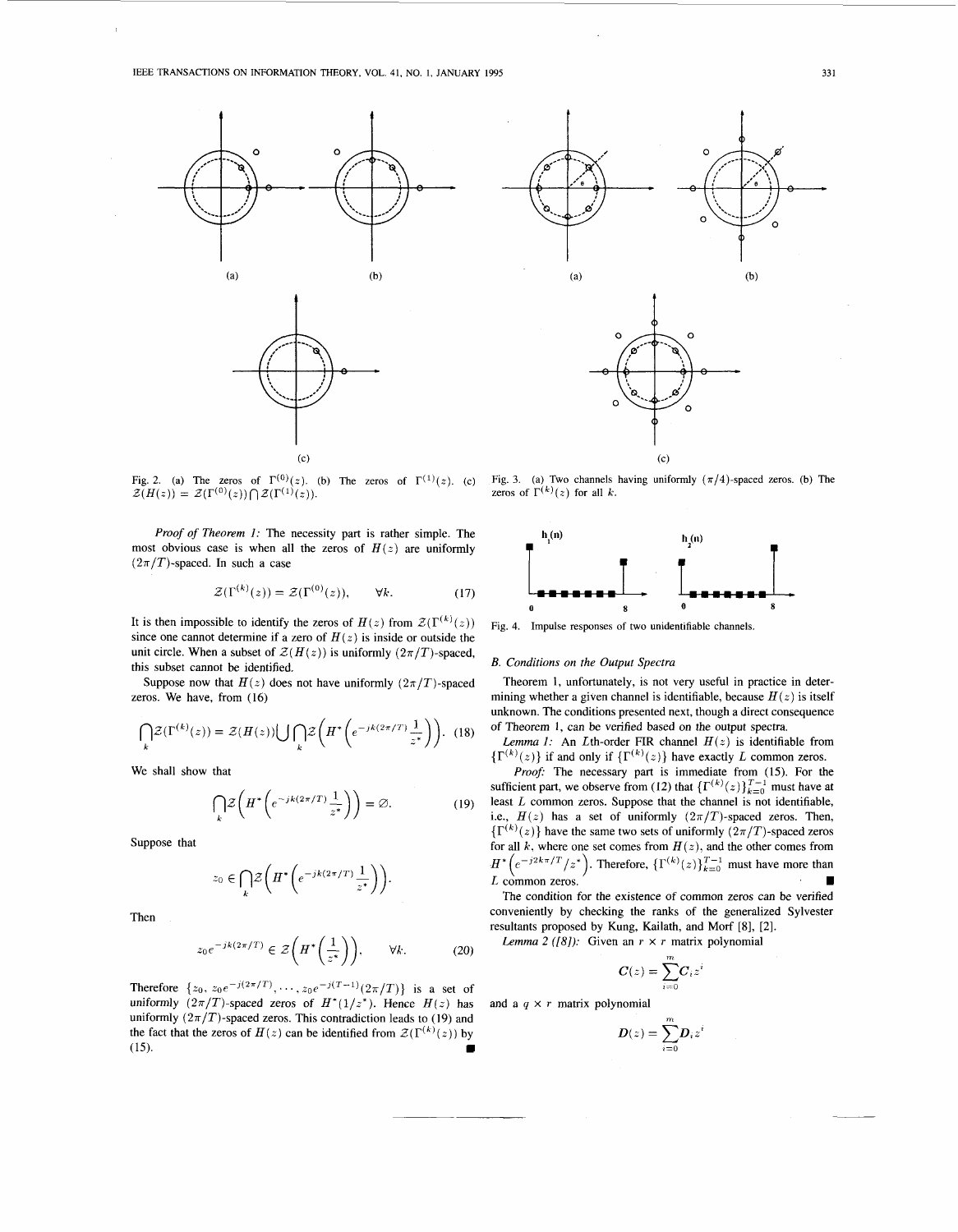Fig. 2. (a) The zeros of $\Gamma^{(0)}(z)$. (b) The zeros of $\Gamma^{(1)}(z)$. (c) $\mathcal{Z}(H(z)) = \mathcal{Z}(\Gamma^{(0)}(z)) \bigcap \mathcal{Z}(\Gamma^{(1)}(z))$.

Fig. 3. (a) Two channels having uniformly $(\pi/4)$-spaced zeros. (b) The zeros of $\Gamma^{(k)}(z)$ for all $k$.

*Proof of Theorem 1:* The necessity part is rather simple. The most obvious case is when all the zeros of $H(z)$ are uniformly $(2\pi/T)$-spaced. In such a case

$$\mathcal{Z}(\Gamma^{(k)}(z)) = \mathcal{Z}(\Gamma^{(0)}(z)), \qquad \forall k. \tag{17}$$

It is then impossible to identify the zeros of $H(z)$ from $\mathcal{Z}(\Gamma^{(k)}(z))$ since one cannot determine if a zero of $H(z)$ is inside or outside the unit circle. When a subset of $\mathcal{Z}(H(z))$ is uniformly $(2\pi/T)$-spaced, this subset cannot be identified.

Suppose now that $H(z)$ does not have uniformly $(2\pi/T)$-spaced zeros. We have, from (16)

$$\bigcap_k \mathcal{Z}(\Gamma^{(k)}(z)) = \mathcal{Z}(H(z)) \bigcup \bigcap_k \mathcal{Z}\left(H^*\left(e^{-jk(2\pi/T)} \frac{1}{z^*}\right)\right). \tag{18}$$

We shall show that

$$\bigcap_k \mathcal{Z}\left(H^*\left(e^{-jk(2\pi/T)} \frac{1}{z^*}\right)\right) = \varnothing. \tag{19}$$

Suppose that

$$z_0 \in \bigcap_k \mathcal{Z}\left(H^*\left(e^{-jk(2\pi/T)} \frac{1}{z^*}\right)\right).$$

Then

$$z_0 e^{-jk(2\pi/T)} \in \mathcal{Z}\left(H^*\left(\frac{1}{z^*}\right)\right), \qquad \forall k. \tag{20}$$

Therefore $\{z_0, z_0 e^{-j(2\pi/T)}, \cdots, z_0 e^{-j(T-1)(2\pi/T)}\}$ is a set of uniformly $(2\pi/T)$-spaced zeros of $H^*(1/z^*)$. Hence $H(z)$ has uniformly $(2\pi/T)$-spaced zeros. This contradiction leads to (19) and the fact that the zeros of $H(z)$ can be identified from $\mathcal{Z}(\Gamma^{(k)}(z))$ by (15). ∎

Fig. 4. Impulse responses of two unidentifiable channels.

### B. Conditions on the Output Spectra

Theorem 1, unfortunately, is not very useful in practice in determining whether a given channel is identifiable, because $H(z)$ is itself unknown. The conditions presented next, though a direct consequence of Theorem 1, can be verified based on the output spectra.

*Lemma 1:* An $L$th-order FIR channel $H(z)$ is identifiable from $\{\Gamma^{(k)}(z)\}$ if and only if $\{\Gamma^{(k)}(z)\}$ have exactly $L$ common zeros.

*Proof:* The necessary part is immediate from (15). For the sufficient part, we observe from (12) that $\{\Gamma^{(k)}(z)\}_{k=0}^{T-1}$ must have at least $L$ common zeros. Suppose that the channel is not identifiable, i.e., $H(z)$ has a set of uniformly $(2\pi/T)$-spaced zeros. Then, $\{\Gamma^{(k)}(z)\}$ have the same two sets of uniformly $(2\pi/T)$-spaced zeros for all $k$, where one set comes from $H(z)$, and the other comes from $H^*\left(e^{-j2k\pi/T}/z^*\right)$. Therefore, $\{\Gamma^{(k)}(z)\}_{k=0}^{T-1}$ must have more than $L$ common zeros. ∎

The condition for the existence of common zeros can be verified conveniently by checking the ranks of the generalized Sylvester resultants proposed by Kung, Kailath, and Morf [8], [2].

*Lemma 2 ([8]):* Given an $r \times r$ matrix polynomial

$$\boldsymbol{C}(z) = \sum_{i=0}^{m} \boldsymbol{C}_i z^i$$

and a $q \times r$ matrix polynomial

$$\boldsymbol{D}(z) = \sum_{i=0}^{m} \boldsymbol{D}_i z^i$$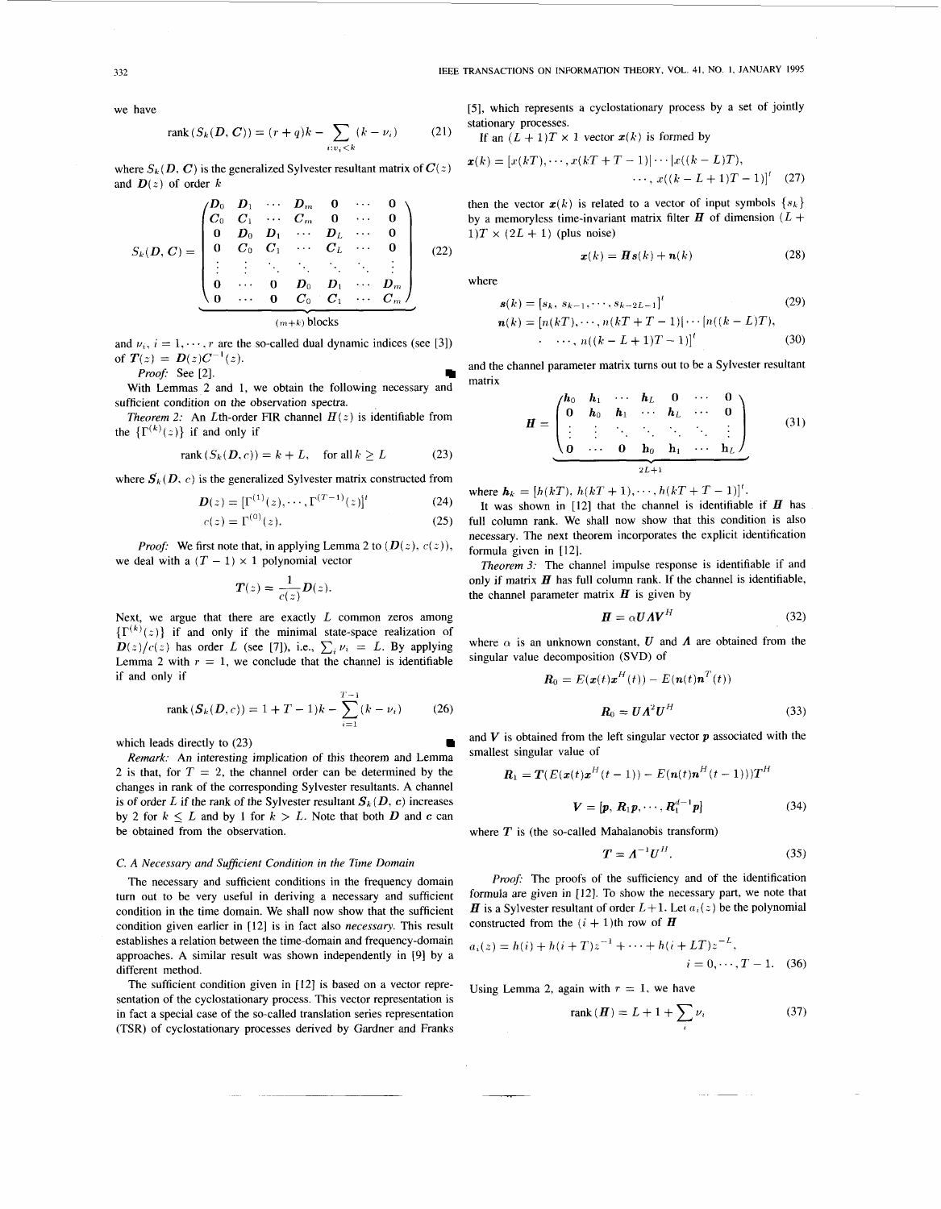we have

$$\operatorname{rank}(S_k(\boldsymbol{D}, \boldsymbol{C})) = (r+q)k - \sum_{i:\nu_i<k} (k-\nu_i) \tag{21}$$

where $S_k(\boldsymbol{D}, \boldsymbol{C})$ is the generalized Sylvester resultant matrix of $\boldsymbol{C}(z)$ and $\boldsymbol{D}(z)$ of order $k$

$$S_k(\boldsymbol{D}, \boldsymbol{C}) = \underbrace{\begin{pmatrix} \boldsymbol{D}_0 & \boldsymbol{D}_1 & \cdots & \boldsymbol{D}_m & \boldsymbol{0} & \cdots & \boldsymbol{0} \\ \boldsymbol{C}_0 & \boldsymbol{C}_1 & \cdots & \boldsymbol{C}_m & \boldsymbol{0} & \cdots & \boldsymbol{0} \\ \boldsymbol{0} & \boldsymbol{D}_0 & \boldsymbol{D}_1 & \cdots & \boldsymbol{D}_L & \cdots & \boldsymbol{0} \\ \boldsymbol{0} & \boldsymbol{C}_0 & \boldsymbol{C}_1 & \cdots & \boldsymbol{C}_L & \cdots & \boldsymbol{0} \\ \vdots & \vdots & \ddots & \ddots & \ddots & \ddots & \vdots \\ \boldsymbol{0} & \cdots & \boldsymbol{0} & \boldsymbol{D}_0 & \boldsymbol{D}_1 & \cdots & \boldsymbol{D}_m \\ \boldsymbol{0} & \cdots & \boldsymbol{0} & \boldsymbol{C}_0 & \boldsymbol{C}_1 & \cdots & \boldsymbol{C}_m \end{pmatrix}}_{(m+k)\text{ blocks}} \tag{22}$$

and $\nu_i$, $i = 1, \cdots, r$ are the so-called dual dynamic indices (see [3]) of $\boldsymbol{T}(z) = \boldsymbol{D}(z)\boldsymbol{C}^{-1}(z)$.

*Proof:* See [2]. ∎

With Lemmas 2 and 1, we obtain the following necessary and sufficient condition on the observation spectra.

*Theorem 2:* An $L$th-order FIR channel $H(z)$ is identifiable from the $\{\Gamma^{(k)}(z)\}$ if and only if

$$\operatorname{rank}(S_k(\boldsymbol{D}, c)) = k + L, \quad \text{for all } k \geq L \tag{23}$$

where $S_k(\boldsymbol{D}, c)$ is the generalized Sylvester matrix constructed from

$$\boldsymbol{D}(z) = [\Gamma^{(1)}(z), \cdots, \Gamma^{(T-1)}(z)]^t \tag{24}$$

$$c(z) = \Gamma^{(0)}(z). \tag{25}$$

*Proof:* We first note that, in applying Lemma 2 to $(\boldsymbol{D}(z), c(z))$, we deal with a $(T-1) \times 1$ polynomial vector

$$\boldsymbol{T}(z) = \frac{1}{c(z)}\boldsymbol{D}(z).$$

Next, we argue that there are exactly $L$ common zeros among $\{\Gamma^{(k)}(z)\}$ if and only if the minimal state-space realization of $\boldsymbol{D}(z)/c(z)$ has order $L$ (see [7]), i.e., $\sum_i \nu_i = L$. By applying Lemma 2 with $r = 1$, we conclude that the channel is identifiable if and only if

$$\operatorname{rank}(\boldsymbol{S}_k(\boldsymbol{D}, c)) = 1 + T - 1)k - \sum_{i=1}^{T-1}(k - \nu_i) \tag{26}$$

which leads directly to (23) ∎

*Remark:* An interesting implication of this theorem and Lemma 2 is that, for $T = 2$, the channel order can be determined by the changes in rank of the corresponding Sylvester resultants. A channel is of order $L$ if the rank of the Sylvester resultant $\boldsymbol{S}_k(\boldsymbol{D}, \boldsymbol{c})$ increases by 2 for $k \leq L$ and by 1 for $k > L$. Note that both $\boldsymbol{D}$ and $\boldsymbol{c}$ can be obtained from the observation.

### C. A Necessary and Sufficient Condition in the Time Domain

The necessary and sufficient conditions in the frequency domain turn out to be very useful in deriving a necessary and sufficient condition in the time domain. We shall now show that the sufficient condition given earlier in [12] is in fact also *necessary*. This result establishes a relation between the time-domain and frequency-domain approaches. A similar result was shown independently in [9] by a different method.

The sufficient condition given in [12] is based on a vector representation of the cyclostationary process. This vector representation is in fact a special case of the so-called translation series representation (TSR) of cyclostationary processes derived by Gardner and Franks [5], which represents a cyclostationary process by a set of jointly stationary processes.

If an $(L+1)T \times 1$ vector $\boldsymbol{x}(k)$ is formed by

$$\boldsymbol{x}(k) = [x(kT), \cdots, x(kT + T - 1)| \cdots |x((k-L)T), \cdots, x((k-L+1)T - 1)]^t \tag{27}$$

then the vector $\boldsymbol{x}(k)$ is related to a vector of input symbols $\{s_k\}$ by a memoryless time-invariant matrix filter $\boldsymbol{H}$ of dimension $(L+1)T \times (2L+1)$ (plus noise)

$$\boldsymbol{x}(k) = \boldsymbol{H}\boldsymbol{s}(k) + \boldsymbol{n}(k) \tag{28}$$

where

$$\boldsymbol{s}(k) = [s_k, s_{k-1}, \cdots, s_{k-2L-1}]^t \tag{29}$$

$$\boldsymbol{n}(k) = [n(kT), \cdots, n(kT + T - 1)| \cdots |n((k-L)T), \cdots, n((k-L+1)T - 1)]^t \tag{30}$$

and the channel parameter matrix turns out to be a Sylvester resultant matrix

$$\boldsymbol{H} = \underbrace{\begin{pmatrix} \boldsymbol{h}_0 & \boldsymbol{h}_1 & \cdots & \boldsymbol{h}_L & 0 & \cdots & 0 \\ 0 & \boldsymbol{h}_0 & \boldsymbol{h}_1 & \cdots & \boldsymbol{h}_L & \cdots & 0 \\ \vdots & \vdots & \ddots & \ddots & \ddots & \ddots & \vdots \\ 0 & \cdots & 0 & \mathbf{h}_0 & \mathbf{h}_1 & \cdots & \mathbf{h}_L \end{pmatrix}}_{2L+1} \tag{31}$$

where $\boldsymbol{h}_k = [h(kT), h(kT+1), \cdots, h(kT + T - 1)]^t$.

It was shown in [12] that the channel is identifiable if $\boldsymbol{H}$ has full column rank. We shall now show that this condition is also necessary. The next theorem incorporates the explicit identification formula given in [12].

*Theorem 3:* The channel impulse response is identifiable if and only if matrix $\boldsymbol{H}$ has full column rank. If the channel is identifiable, the channel parameter matrix $\boldsymbol{H}$ is given by

$$\boldsymbol{H} = \alpha \boldsymbol{U}\boldsymbol{\Lambda}\boldsymbol{V}^H \tag{32}$$

where $\alpha$ is an unknown constant, $\boldsymbol{U}$ and $\boldsymbol{\Lambda}$ are obtained from the singular value decomposition (SVD) of

$$\boldsymbol{R}_0 = E(\boldsymbol{x}(t)\boldsymbol{x}^H(t)) - E(\boldsymbol{n}(t)\boldsymbol{n}^T(t))$$

$$\boldsymbol{R}_0 = \boldsymbol{U}\boldsymbol{\Lambda}^2\boldsymbol{U}^H \tag{33}$$

and $\boldsymbol{V}$ is obtained from the left singular vector $\boldsymbol{p}$ associated with the smallest singular value of

$$\boldsymbol{R}_1 = \boldsymbol{T}(E(\boldsymbol{x}(t)\boldsymbol{x}^H(t-1)) - E(\boldsymbol{n}(t)\boldsymbol{n}^H(t-1)))\boldsymbol{T}^H$$

$$\boldsymbol{V} = [\boldsymbol{p}, \boldsymbol{R}_1\boldsymbol{p}, \cdots, \boldsymbol{R}_1^{d-1}\boldsymbol{p}] \tag{34}$$

where $\boldsymbol{T}$ is (the so-called Mahalanobis transform)

$$\boldsymbol{T} = \boldsymbol{\Lambda}^{-1}\boldsymbol{U}^H. \tag{35}$$

*Proof:* The proofs of the sufficiency and of the identification formula are given in [12]. To show the necessary part, we note that $\boldsymbol{H}$ is a Sylvester resultant of order $L+1$. Let $a_i(z)$ be the polynomial constructed from the $(i+1)$th row of $\boldsymbol{H}$

$$a_i(z) = h(i) + h(i+T)z^{-1} + \cdots + h(i+LT)z^{-L}, \quad i = 0, \cdots, T-1. \tag{36}$$

Using Lemma 2, again with $r = 1$, we have

$$\operatorname{rank}(\boldsymbol{H}) = L + 1 + \sum_i \nu_i \tag{37}$$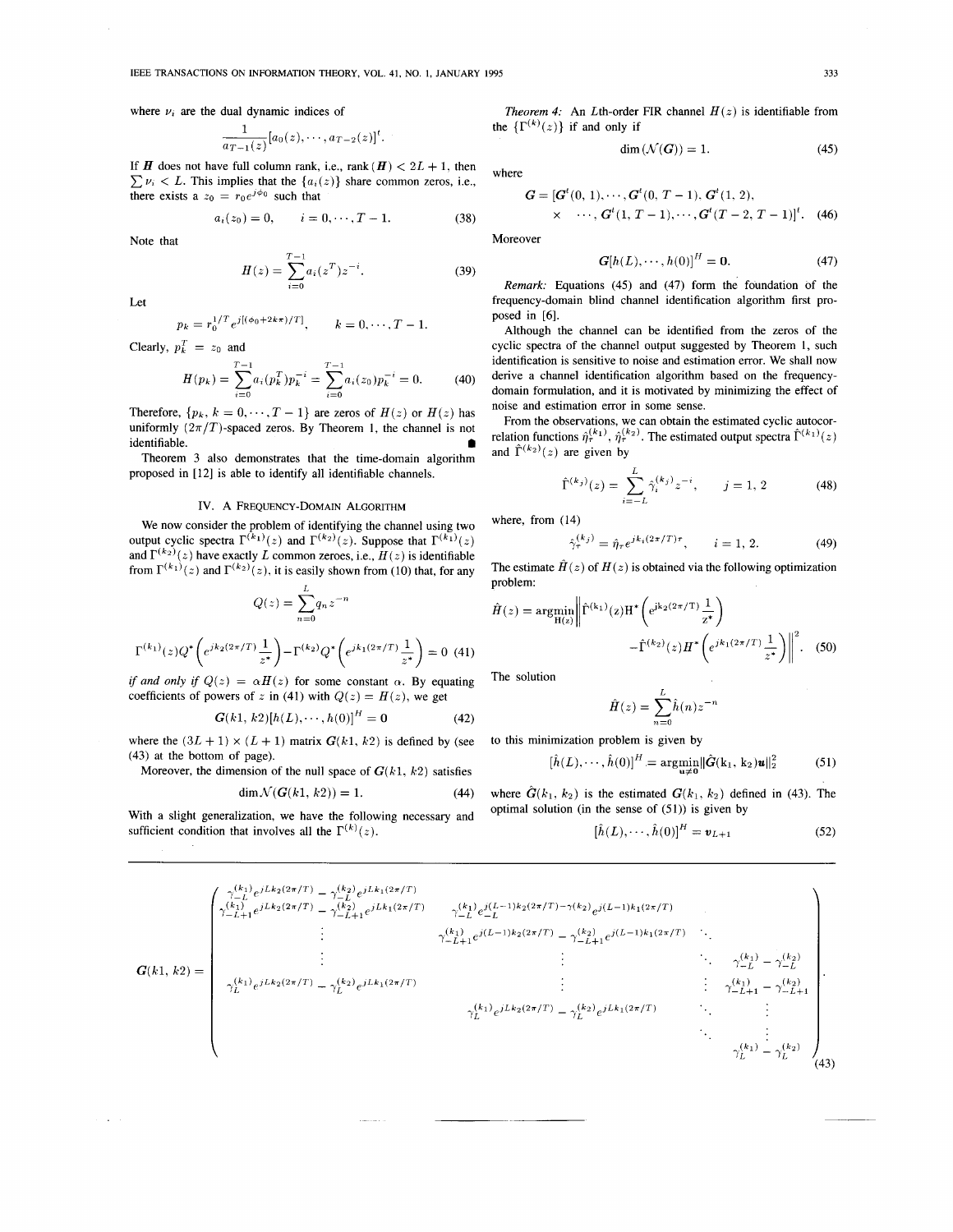where $\nu_i$ are the dual dynamic indices of

$$\frac{1}{a_{T-1}(z)}[a_0(z), \cdots, a_{T-2}(z)]^t.$$

If $\boldsymbol{H}$ does not have full column rank, i.e., rank$(\boldsymbol{H}) < 2L+1$, then $\sum \nu_i < L$. This implies that the $\{a_i(z)\}$ share common zeros, i.e., there exists a $z_0 = r_0 e^{j\phi_0}$ such that

$$a_i(z_0) = 0, \qquad i = 0, \cdots, T-1. \tag{38}$$

Note that

$$H(z) = \sum_{i=0}^{T-1} a_i(z^T) z^{-i}. \tag{39}$$

Let

$$p_k = r_0^{1/T} e^{j[(\phi_0 + 2k\pi)/T]}, \qquad k = 0, \cdots, T-1.$$

Clearly, $p_k^T = z_0$ and

$$H(p_k) = \sum_{i=0}^{T-1} a_i(p_k^T) p_k^{-i} = \sum_{i=0}^{T-1} a_i(z_0) p_k^{-i} = 0. \tag{40}$$

Therefore, $\{p_k, k = 0, \cdots, T-1\}$ are zeros of $H(z)$ or $H(z)$ has uniformly $(2\pi/T)$-spaced zeros. By Theorem 1, the channel is not identifiable. ∎

Theorem 3 also demonstrates that the time-domain algorithm proposed in [12] is able to identify all identifiable channels.

## IV. A Frequency-Domain Algorithm

We now consider the problem of identifying the channel using two output cyclic spectra $\Gamma^{(k_1)}(z)$ and $\Gamma^{(k_2)}(z)$. Suppose that $\Gamma^{(k_1)}(z)$ and $\Gamma^{(k_2)}(z)$ have exactly $L$ common zeroes, i.e., $H(z)$ is identifiable from $\Gamma^{(k_1)}(z)$ and $\Gamma^{(k_2)}(z)$, it is easily shown from (10) that, for any

$$Q(z) = \sum_{n=0}^{L} q_n z^{-n}$$

$$\Gamma^{(k_1)}(z) Q^*\left(e^{jk_2(2\pi/T)}\frac{1}{z^*}\right) - \Gamma^{(k_2)} Q^*\left(e^{jk_1(2\pi/T)}\frac{1}{z^*}\right) = 0 \tag{41}$$

*if and only if* $Q(z) = \alpha H(z)$ for some constant $\alpha$. By equating coefficients of powers of $z$ in (41) with $Q(z) = H(z)$, we get

$$\boldsymbol{G}(k1, k2)[h(L), \cdots, h(0)]^H = \boldsymbol{0} \tag{42}$$

where the $(3L+1) \times (L+1)$ matrix $\boldsymbol{G}(k1, k2)$ is defined by (see (43) at the bottom of page).

Moreover, the dimension of the null space of $\boldsymbol{G}(k1, k2)$ satisfies

$$\dim \mathcal{N}(\boldsymbol{G}(k1, k2)) = 1. \tag{44}$$

With a slight generalization, we have the following necessary and sufficient condition that involves all the $\Gamma^{(k)}(z)$.

*Theorem 4:* An $L$th-order FIR channel $H(z)$ is identifiable from the $\{\Gamma^{(k)}(z)\}$ if and only if

$$\dim(\mathcal{N}(\boldsymbol{G})) = 1. \tag{45}$$

where

$$\boldsymbol{G} = [\boldsymbol{G}^t(0, 1), \cdots, \boldsymbol{G}^t(0, T-1), \boldsymbol{G}^t(1, 2), \times \cdots, \boldsymbol{G}^t(1, T-1), \cdots, \boldsymbol{G}^t(T-2, T-1)]^t. \tag{46}$$

Moreover

$$\boldsymbol{G}[h(L), \cdots, h(0)]^H = \boldsymbol{0}. \tag{47}$$

*Remark:* Equations (45) and (47) form the foundation of the frequency-domain blind channel identification algorithm first proposed in [6].

Although the channel can be identified from the zeros of the cyclic spectra of the channel output suggested by Theorem 1, such identification is sensitive to noise and estimation error. We shall now derive a channel identification algorithm based on the frequency-domain formulation, and it is motivated by minimizing the effect of noise and estimation error in some sense.

From the observations, we can obtain the estimated cyclic autocorrelation functions $\hat{\eta}_\tau^{(k_1)}, \hat{\eta}_\tau^{(k_2)}$. The estimated output spectra $\hat{\Gamma}^{(k_1)}(z)$ and $\hat{\Gamma}^{(k_2)}(z)$ are given by

$$\hat{\Gamma}^{(k_j)}(z) = \sum_{i=-L}^{L} \hat{\gamma}_i^{(k_j)} z^{-i}, \qquad j = 1, 2 \tag{48}$$

where, from (14)

$$\hat{\gamma}_\tau^{(k_j)} = \hat{\eta}_\tau e^{jk_i(2\pi/T)\tau}, \qquad i = 1, 2. \tag{49}$$

The estimate $\hat{H}(z)$ of $H(z)$ is obtained via the following optimization problem:

$$\hat{H}(z) = \underset{H(z)}{\operatorname{argmin}} \left\| \hat{\Gamma}^{(k_1)}(z) H^*\left(e^{jk_2(2\pi/T)}\frac{1}{z^*}\right) - \hat{\Gamma}^{(k_2)}(z) H^*\left(e^{jk_1(2\pi/T)}\frac{1}{z^*}\right) \right\|^2. \tag{50}$$

The solution

$$\hat{H}(z) = \sum_{n=0}^{L} \hat{h}(n) z^{-n}$$

to this minimization problem is given by

$$[\hat{h}(L), \cdots, \hat{h}(0)]^H = \underset{\boldsymbol{u} \neq \boldsymbol{0}}{\operatorname{argmin}} \|\hat{\boldsymbol{G}}(k_1, k_2)\boldsymbol{u}\|_2^2 \tag{51}$$

where $\hat{\boldsymbol{G}}(k_1, k_2)$ is the estimated $\boldsymbol{G}(k_1, k_2)$ defined in (43). The optimal solution (in the sense of (51)) is given by

$$[\hat{h}(L), \cdots, \hat{h}(0)]^H = \boldsymbol{v}_{L+1} \tag{52}$$

$$\boldsymbol{G}(k1, k2) = \begin{pmatrix}
\gamma_{-L}^{(k_1)} e^{jLk_2(2\pi/T)} - \gamma_{-L}^{(k_2)} e^{jLk_1(2\pi/T)} & & & \\
\gamma_{-L+1}^{(k_1)} e^{jLk_2(2\pi/T)} - \gamma_{-L+1}^{(k_2)} e^{jLk_1(2\pi/T)} & \gamma_{-L}^{(k_1)} e^{j(L-1)k_2(2\pi/T)} - \gamma_{-L}^{(k_2)} e^{j(L-1)k_1(2\pi/T)} & & \\
\vdots & \gamma_{-L+1}^{(k_1)} e^{j(L-1)k_2(2\pi/T)} - \gamma_{-L+1}^{(k_2)} e^{j(L-1)k_1(2\pi/T)} & \ddots & \\
\vdots & \vdots & \ddots & \gamma_{-L}^{(k_1)} - \gamma_{-L}^{(k_2)} \\
\gamma_{L}^{(k_1)} e^{jLk_2(2\pi/T)} - \gamma_{L}^{(k_2)} e^{jLk_1(2\pi/T)} & \vdots & \vdots & \gamma_{-L+1}^{(k_1)} - \gamma_{-L+1}^{(k_2)} \\
 & \gamma_{L}^{(k_1)} e^{jLk_2(2\pi/T)} - \gamma_{L}^{(k_2)} e^{jLk_1(2\pi/T)} & \ddots & \vdots \\
 & & \ddots & \vdots \\
 & & & \gamma_{L}^{(k_1)} - \gamma_{L}^{(k_2)}
\end{pmatrix}. \tag{43}$$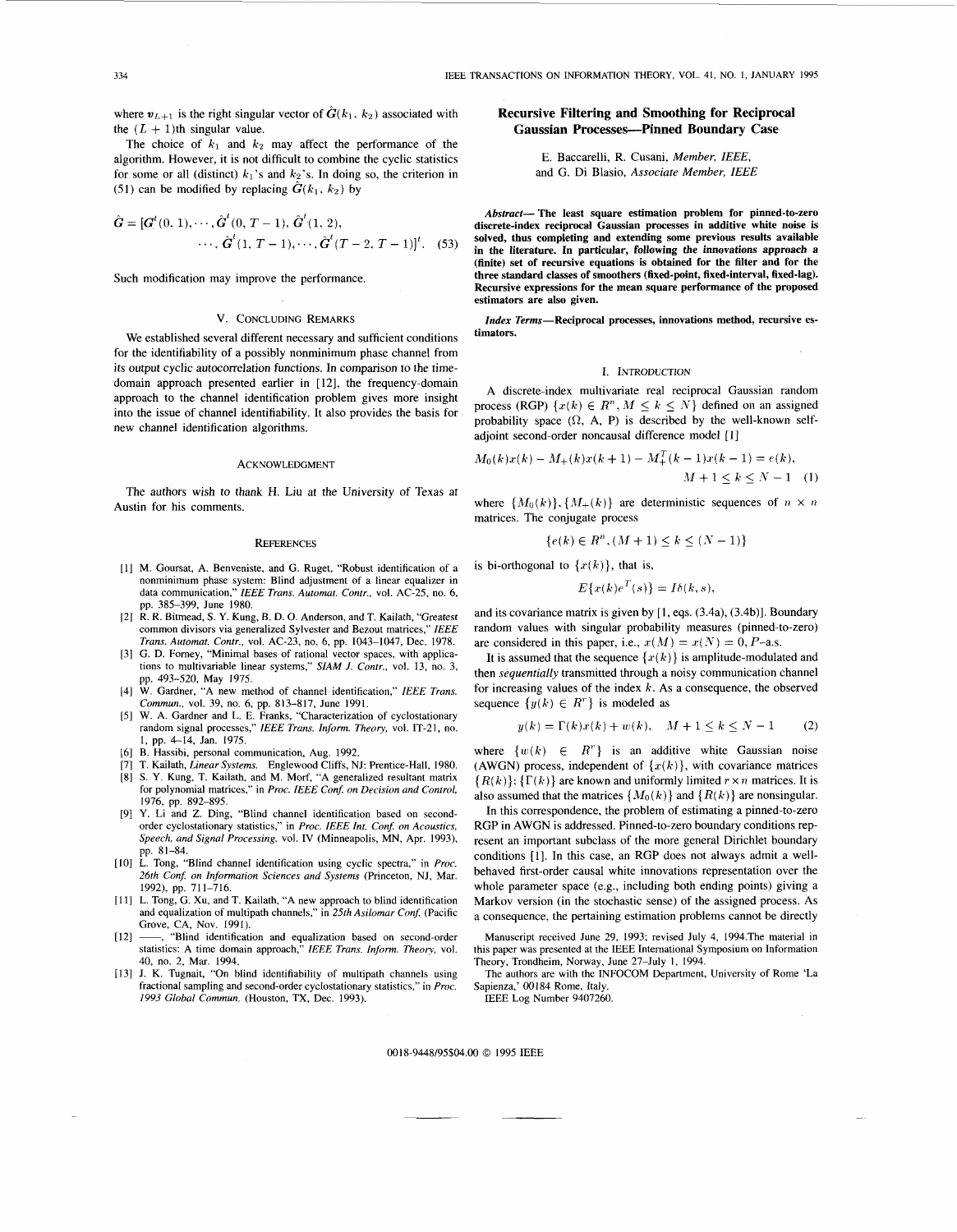where $\boldsymbol{v}_{L+1}$ is the right singular vector of $\hat{\boldsymbol{G}}(k_1, k_2)$ associated with the $(L+1)$th singular value.

The choice of $k_1$ and $k_2$ may affect the performance of the algorithm. However, it is not difficult to combine the cyclic statistics for some or all (distinct) $k_1$'s and $k_2$'s. In doing so, the criterion in (51) can be modified by replacing $\hat{\boldsymbol{G}}(k_1, k_2)$ by

$$\hat{\boldsymbol{G}} = [\boldsymbol{G}^t(0, 1), \cdots, \hat{\boldsymbol{G}}^t(0, T-1), \hat{\boldsymbol{G}}^t(1, 2), \cdots, \hat{\boldsymbol{G}}^t(1, T-1), \cdots, \hat{\boldsymbol{G}}^t(T-2, T-1)]^t. \quad (53)$$

Such modification may improve the performance.

## V. Concluding Remarks

We established several different necessary and sufficient conditions for the identifiability of a possibly nonminimum phase channel from its output cyclic autocorrelation functions. In comparison to the time-domain approach presented earlier in [12], the frequency-domain approach to the channel identification problem gives more insight into the issue of channel identifiability. It also provides the basis for new channel identification algorithms.

## Acknowledgment

The authors wish to thank H. Liu at the University of Texas at Austin for his comments.

## References

[1] M. Goursat, A. Benveniste, and G. Ruget, "Robust identification of a nonminimum phase system: Blind adjustment of a linear equalizer in data communication," *IEEE Trans. Automat. Contr.*, vol. AC-25, no. 6, pp. 385–399, June 1980.

[2] R. R. Bitmead, S. Y. Kung, B. D. O. Anderson, and T. Kailath, "Greatest common divisors via generalized Sylvester and Bezout matrices," *IEEE Trans. Automat. Contr.*, vol. AC-23, no. 6, pp. 1043–1047, Dec. 1978.

[3] G. D. Forney, "Minimal bases of rational vector spaces, with applications to multivariable linear systems," *SIAM J. Contr.*, vol. 13, no. 3, pp. 493–520, May 1975.

[4] W. Gardner, "A new method of channel identification," *IEEE Trans. Commun.*, vol. 39, no. 6, pp. 813–817, June 1991.

[5] W. A. Gardner and L. E. Franks, "Characterization of cyclostationary random signal processes," *IEEE Trans. Inform. Theory*, vol. IT-21, no. 1, pp. 4–14, Jan. 1975.

[6] B. Hassibi, personal communication, Aug. 1992.

[7] T. Kailath, *Linear Systems.* Englewood Cliffs, NJ: Prentice-Hall, 1980.

[8] S. Y. Kung, T. Kailath, and M. Morf, "A generalized resultant matrix for polynomial matrices," in *Proc. IEEE Conf. on Decision and Control*, 1976, pp. 892–895.

[9] Y. Li and Z. Ding, "Blind channel identification based on second-order cyclostationary statistics," in *Proc. IEEE Int. Conf. on Acoustics, Speech, and Signal Processing*, vol. IV (Minneapolis, MN, Apr. 1993), pp. 81–84.

[10] L. Tong, "Blind channel identification using cyclic spectra," in *Proc. 26th Conf. on Information Sciences and Systems* (Princeton, NJ, Mar. 1992), pp. 711–716.

[11] L. Tong, G. Xu, and T. Kailath, "A new approach to blind identification and equalization of multipath channels," in *25th Asilomar Conf.* (Pacific Grove, CA, Nov. 1991).

[12] ——, "Blind identification and equalization based on second-order statistics: A time domain approach," *IEEE Trans. Inform. Theory*, vol. 40, no. 2, Mar. 1994.

[13] J. K. Tugnait, "On blind identifiability of multipath channels using fractional sampling and second-order cyclostationary statistics," in *Proc. 1993 Global Commun.* (Houston, TX, Dec. 1993).

# Recursive Filtering and Smoothing for Reciprocal Gaussian Processes—Pinned Boundary Case

E. Baccarelli, R. Cusani, *Member, IEEE*, and G. Di Blasio, *Associate Member, IEEE*

***Abstract*— The least square estimation problem for pinned-to-zero discrete-index reciprocal Gaussian processes in additive white noise is solved, thus completing and extending some previous results available in the literature. In particular, following the innovations approach a (finite) set of recursive equations is obtained for the filter and for the three standard classes of smoothers (fixed-point, fixed-interval, fixed-lag). Recursive expressions for the mean square performance of the proposed estimators are also given.**

***Index Terms*—Reciprocal processes, innovations method, recursive estimators.**

## I. Introduction

A discrete-index multivariate real reciprocal Gaussian random process (RGP) $\{x(k) \in R^n, M \le k \le N\}$ defined on an assigned probability space $(\Omega, A, P)$ is described by the well-known self-adjoint second-order noncausal difference model [1]

$$M_0(k)x(k) - M_+(k)x(k+1) - M_+^T(k-1)x(k-1) = e(k), \quad M+1 \le k \le N-1 \quad (1)$$

where $\{M_0(k)\}, \{M_+(k)\}$ are deterministic sequences of $n \times n$ matrices. The conjugate process

$$\{e(k) \in R^n, (M+1) \le k \le (N-1)\}$$

is bi-orthogonal to $\{x(k)\}$, that is,

$$E\{x(k)e^T(s)\} = I\delta(k, s),$$

and its covariance matrix is given by [1, eqs. (3.4a), (3.4b)]. Boundary random values with singular probability measures (pinned-to-zero) are considered in this paper, i.e., $x(M) = x(N) = 0$, $P$–a.s.

It is assumed that the sequence $\{x(k)\}$ is amplitude-modulated and then *sequentially* transmitted through a noisy communication channel for increasing values of the index $k$. As a consequence, the observed sequence $\{y(k) \in R^r\}$ is modeled as

$$y(k) = \Gamma(k)x(k) + w(k), \quad M+1 \le k \le N-1 \quad (2)$$

where $\{w(k) \in R^r\}$ is an additive white Gaussian noise (AWGN) process, independent of $\{x(k)\}$, with covariance matrices $\{R(k)\}$; $\{\Gamma(k)\}$ are known and uniformly limited $r \times n$ matrices. It is also assumed that the matrices $\{M_0(k)\}$ and $\{R(k)\}$ are nonsingular.

In this correspondence, the problem of estimating a pinned-to-zero RGP in AWGN is addressed. Pinned-to-zero boundary conditions represent an important subclass of the more general Dirichlet boundary conditions [1]. In this case, an RGP does not always admit a well-behaved first-order causal white innovations representation over the whole parameter space (e.g., including both ending points) giving a Markov version (in the stochastic sense) of the assigned process. As a consequence, the pertaining estimation problems cannot be directly

Manuscript received June 29, 1993; revised July 4, 1994. The material in this paper was presented at the IEEE International Symposium on Information Theory, Trondheim, Norway, June 27–July 1, 1994.

The authors are with the INFOCOM Department, University of Rome 'La Sapienza,' 00184 Rome, Italy.

IEEE Log Number 9407260.

0018-9448/95$04.00 © 1995 IEEE